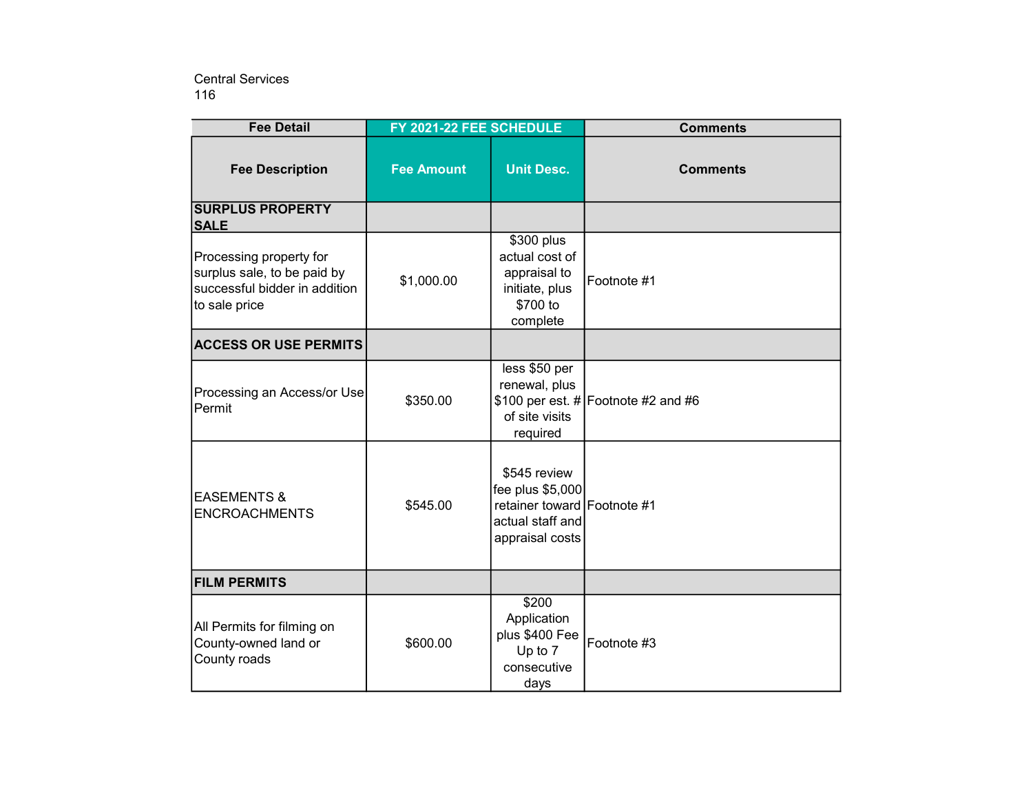Central Services
116

| Fee Detail | FY 2021-22 FEE SCHEDULE | | Comments |
|---|---|---|---|
| **Fee Description** | **Fee Amount** | **Unit Desc.** | **Comments** |
| **SURPLUS PROPERTY SALE** | | | |
| Processing property for surplus sale, to be paid by successful bidder in addition to sale price | $1,000.00 | $300 plus actual cost of appraisal to initiate, plus $700 to complete | Footnote #1 |
| **ACCESS OR USE PERMITS** | | | |
| Processing an Access/or Use Permit | $350.00 | less $50 per renewal, plus $100 per est. # of site visits required | Footnote #2 and #6 |
| EASEMENTS & ENCROACHMENTS | $545.00 | $545 review fee plus $5,000 retainer toward actual staff and appraisal costs | Footnote #1 |
| **FILM PERMITS** | | | |
| All Permits for filming on County-owned land or County roads | $600.00 | $200 Application plus $400 Fee Up to 7 consecutive days | Footnote #3 |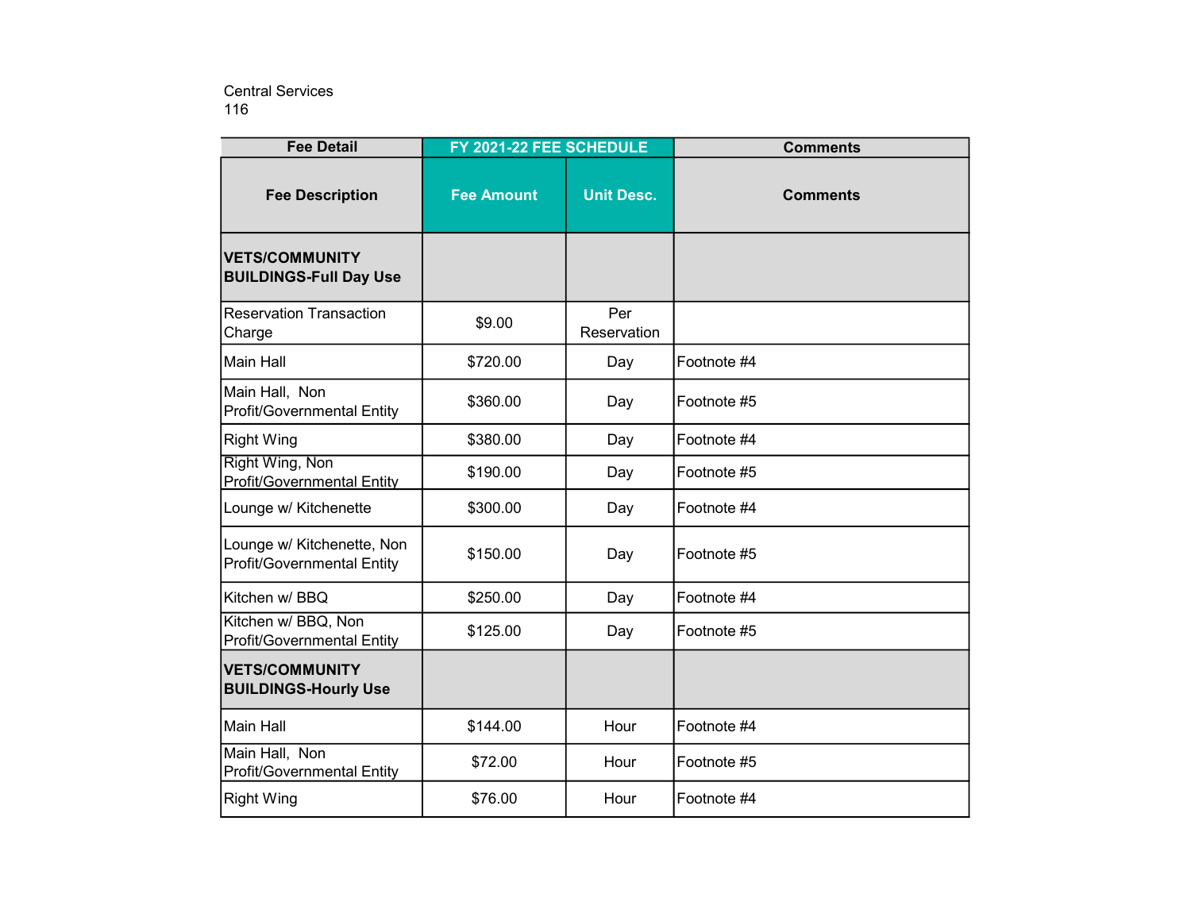Central Services
116

| Fee Detail | FY 2021-22 FEE SCHEDULE | | Comments |
|---|---|---|---|
| **Fee Description** | **Fee Amount** | **Unit Desc.** | **Comments** |
| **VETS/COMMUNITY BUILDINGS-Full Day Use** | | | |
| Reservation Transaction Charge | $9.00 | Per Reservation | |
| Main Hall | $720.00 | Day | Footnote #4 |
| Main Hall, Non Profit/Governmental Entity | $360.00 | Day | Footnote #5 |
| Right Wing | $380.00 | Day | Footnote #4 |
| Right Wing, Non Profit/Governmental Entity | $190.00 | Day | Footnote #5 |
| Lounge w/ Kitchenette | $300.00 | Day | Footnote #4 |
| Lounge w/ Kitchenette, Non Profit/Governmental Entity | $150.00 | Day | Footnote #5 |
| Kitchen w/ BBQ | $250.00 | Day | Footnote #4 |
| Kitchen w/ BBQ, Non Profit/Governmental Entity | $125.00 | Day | Footnote #5 |
| **VETS/COMMUNITY BUILDINGS-Hourly Use** | | | |
| Main Hall | $144.00 | Hour | Footnote #4 |
| Main Hall, Non Profit/Governmental Entity | $72.00 | Hour | Footnote #5 |
| Right Wing | $76.00 | Hour | Footnote #4 |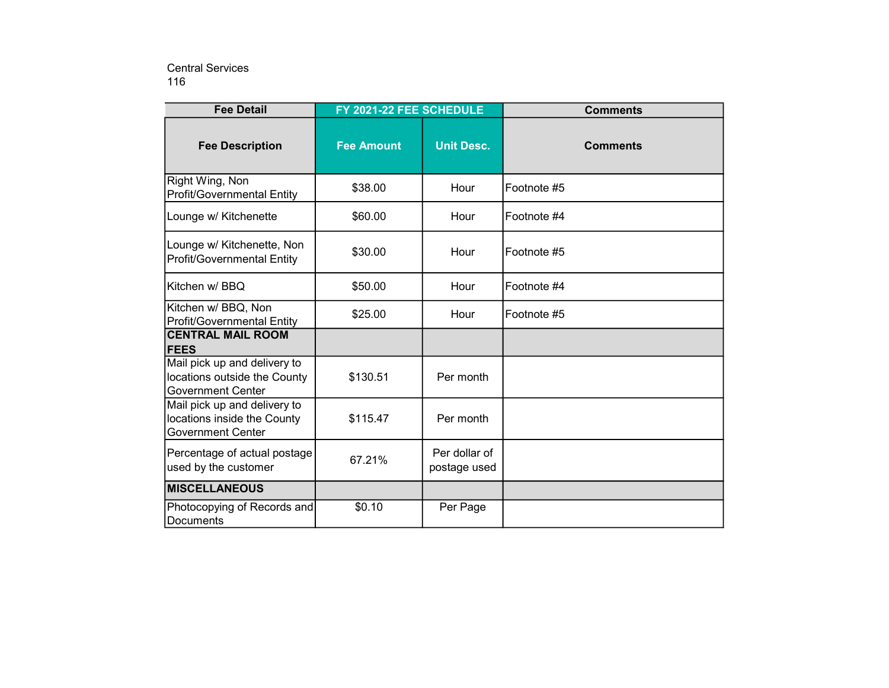Central Services
116

| Fee Detail | FY 2021-22 FEE SCHEDULE | | Comments |
|---|---|---|---|
| **Fee Description** | **Fee Amount** | **Unit Desc.** | **Comments** |
| Right Wing, Non Profit/Governmental Entity | $38.00 | Hour | Footnote #5 |
| Lounge w/ Kitchenette | $60.00 | Hour | Footnote #4 |
| Lounge w/ Kitchenette, Non Profit/Governmental Entity | $30.00 | Hour | Footnote #5 |
| Kitchen w/ BBQ | $50.00 | Hour | Footnote #4 |
| Kitchen w/ BBQ, Non Profit/Governmental Entity | $25.00 | Hour | Footnote #5 |
| **CENTRAL MAIL ROOM FEES** | | | |
| Mail pick up and delivery to locations outside the County Government Center | $130.51 | Per month | |
| Mail pick up and delivery to locations inside the County Government Center | $115.47 | Per month | |
| Percentage of actual postage used by the customer | 67.21% | Per dollar of postage used | |
| **MISCELLANEOUS** | | | |
| Photocopying of Records and Documents | $0.10 | Per Page | |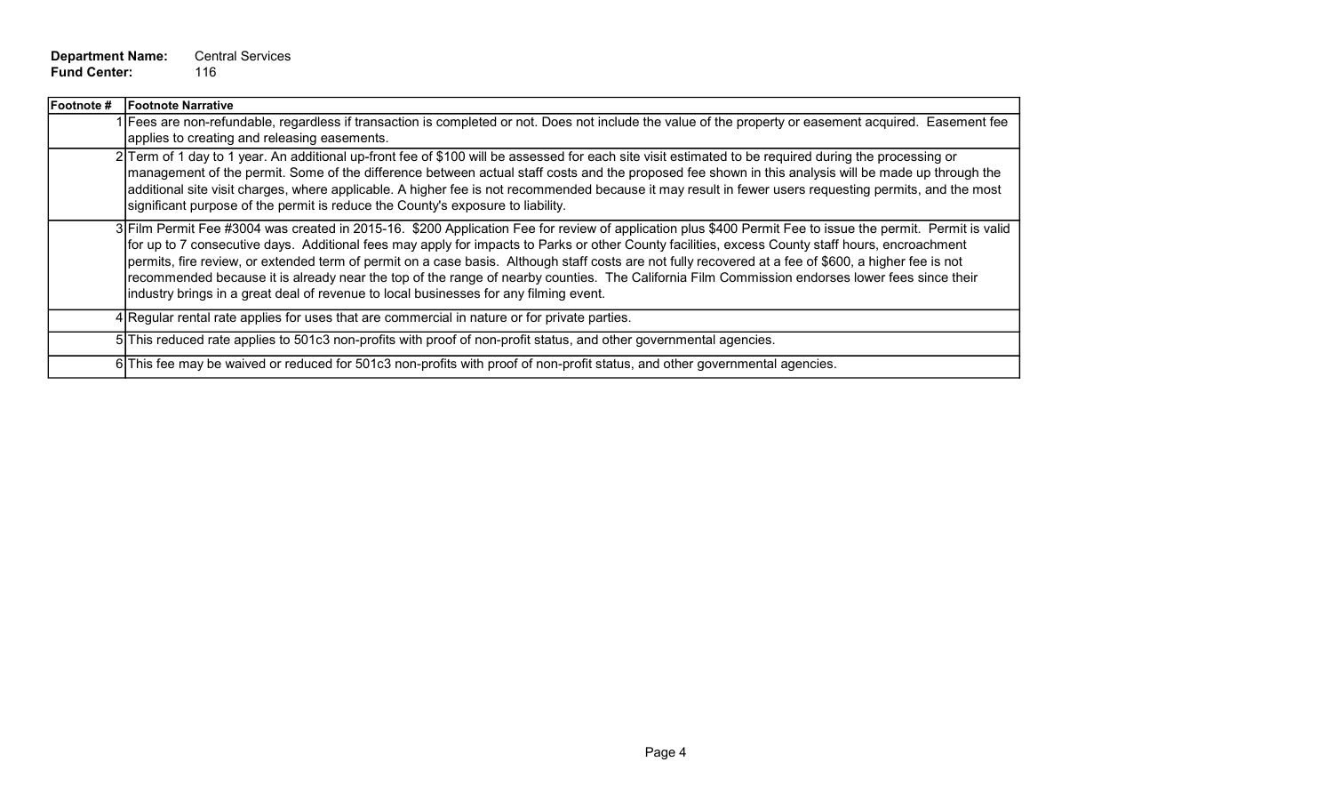**Department Name:** Central Services
**Fund Center:** 116

| Footnote # | Footnote Narrative |
|---|---|
| 1 | Fees are non-refundable, regardless if transaction is completed or not. Does not include the value of the property or easement acquired. Easement fee applies to creating and releasing easements. |
| 2 | Term of 1 day to 1 year. An additional up-front fee of $100 will be assessed for each site visit estimated to be required during the processing or management of the permit. Some of the difference between actual staff costs and the proposed fee shown in this analysis will be made up through the additional site visit charges, where applicable. A higher fee is not recommended because it may result in fewer users requesting permits, and the most significant purpose of the permit is reduce the County's exposure to liability. |
| 3 | Film Permit Fee #3004 was created in 2015-16. $200 Application Fee for review of application plus $400 Permit Fee to issue the permit. Permit is valid for up to 7 consecutive days. Additional fees may apply for impacts to Parks or other County facilities, excess County staff hours, encroachment permits, fire review, or extended term of permit on a case basis. Although staff costs are not fully recovered at a fee of $600, a higher fee is not recommended because it is already near the top of the range of nearby counties. The California Film Commission endorses lower fees since their industry brings in a great deal of revenue to local businesses for any filming event. |
| 4 | Regular rental rate applies for uses that are commercial in nature or for private parties. |
| 5 | This reduced rate applies to 501c3 non-profits with proof of non-profit status, and other governmental agencies. |
| 6 | This fee may be waived or reduced for 501c3 non-profits with proof of non-profit status, and other governmental agencies. |